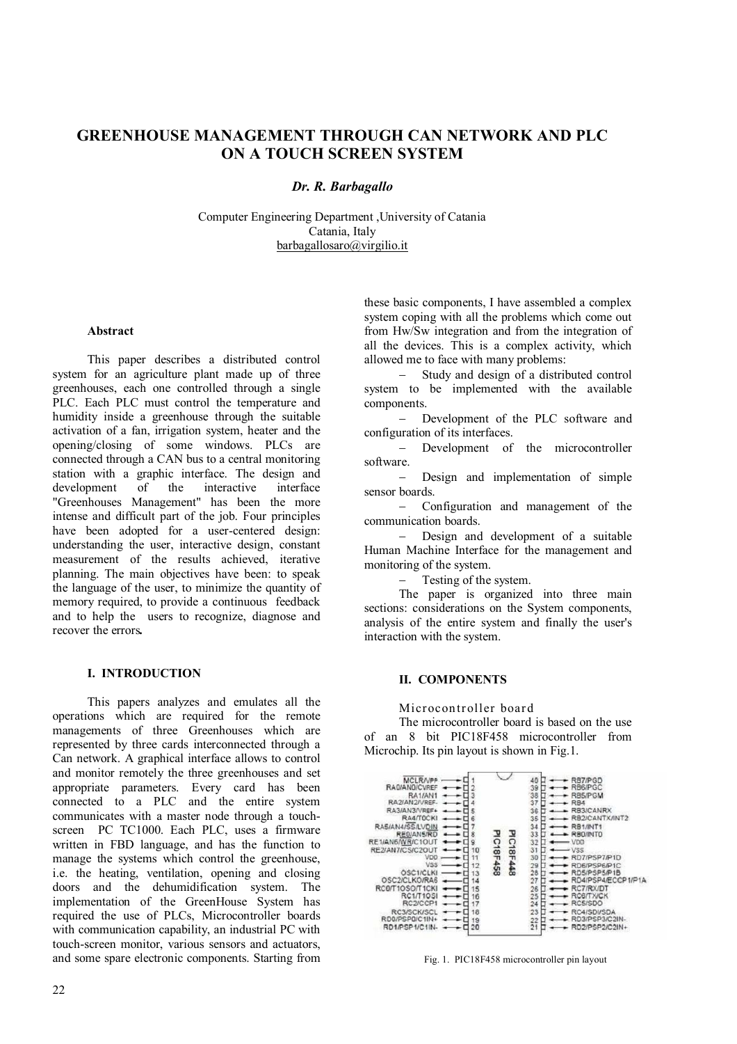# GREENHOUSE MANAGEMENT THROUGH CAN NETWORK AND PLC ON A TOUCH SCREEN SYSTEM

*Dr. R. Barbagallo*

Computer Engineering Department ,University of Catania
Catania, Italy
barbagallosaro@virgilio.it

**Abstract**

This paper describes a distributed control system for an agriculture plant made up of three greenhouses, each one controlled through a single PLC. Each PLC must control the temperature and humidity inside a greenhouse through the suitable activation of a fan, irrigation system, heater and the opening/closing of some windows. PLCs are connected through a CAN bus to a central monitoring station with a graphic interface. The design and development of the interactive interface "Greenhouses Management" has been the more intense and difficult part of the job. Four principles have been adopted for a user-centered design: understanding the user, interactive design, constant measurement of the results achieved, iterative planning. The main objectives have been: to speak the language of the user, to minimize the quantity of memory required, to provide a continuous feedback and to help the users to recognize, diagnose and recover the errors**.**

## I. INTRODUCTION

This papers analyzes and emulates all the operations which are required for the remote managements of three Greenhouses which are represented by three cards interconnected through a Can network. A graphical interface allows to control and monitor remotely the three greenhouses and set appropriate parameters. Every card has been connected to a PLC and the entire system communicates with a master node through a touch-screen PC TC1000. Each PLC, uses a firmware written in FBD language, and has the function to manage the systems which control the greenhouse, i.e. the heating, ventilation, opening and closing doors and the dehumidification system. The implementation of the GreenHouse System has required the use of PLCs, Microcontroller boards with communication capability, an industrial PC with touch-screen monitor, various sensors and actuators, and some spare electronic components. Starting from these basic components, I have assembled a complex system coping with all the problems which come out from Hw/Sw integration and from the integration of all the devices. This is a complex activity, which allowed me to face with many problems:

- Study and design of a distributed control system to be implemented with the available components.
- Development of the PLC software and configuration of its interfaces.
- Development of the microcontroller software.
- Design and implementation of simple sensor boards.
- Configuration and management of the communication boards.
- Design and development of a suitable Human Machine Interface for the management and monitoring of the system.
- Testing of the system.

The paper is organized into three main sections: considerations on the System components, analysis of the entire system and finally the user's interaction with the system.

## II. COMPONENTS

Microcontroller board

The microcontroller board is based on the use of an 8 bit PIC18F458 microcontroller from Microchip. Its pin layout is shown in Fig.1.

Fig. 1. PIC18F458 microcontroller pin layout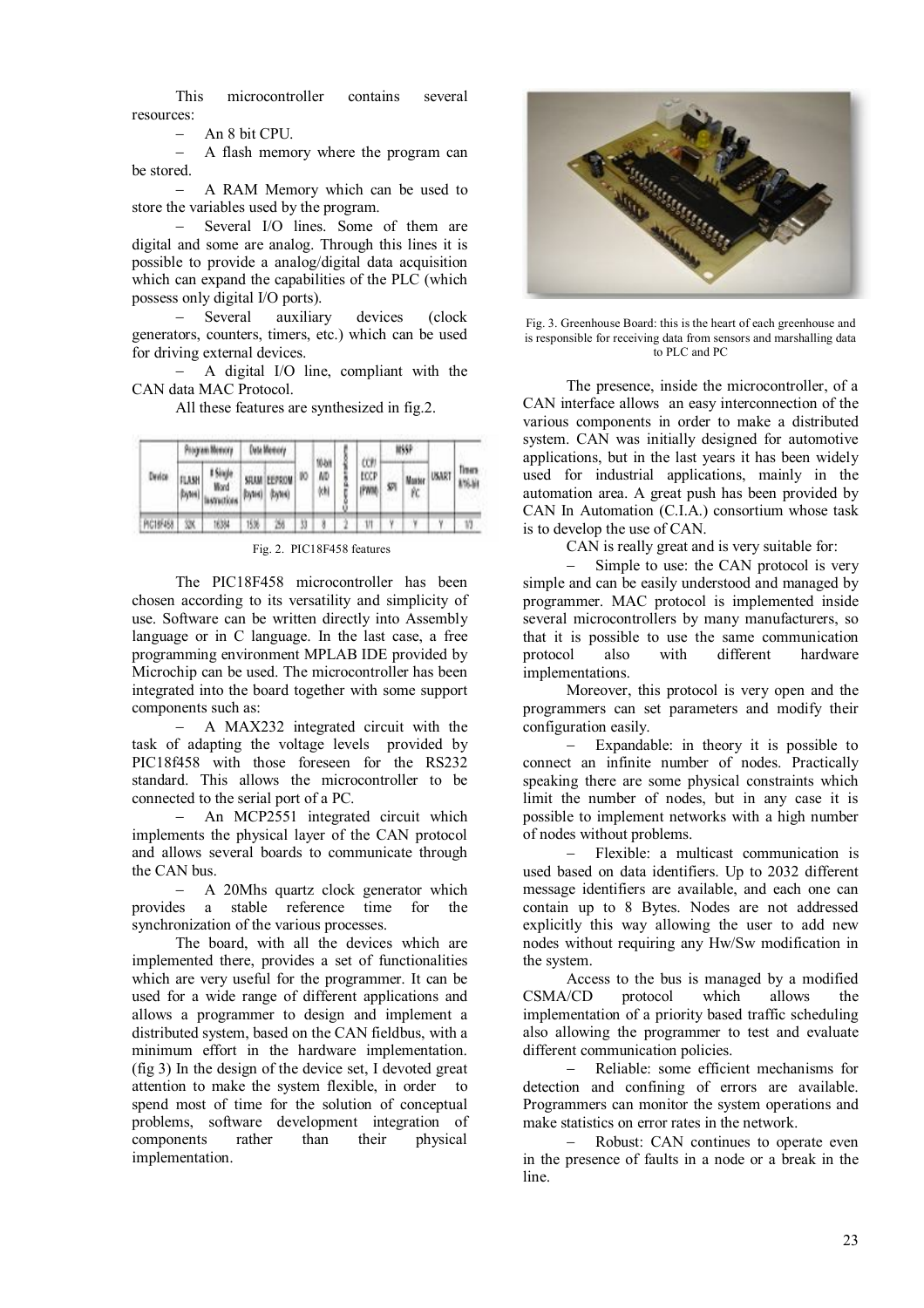This microcontroller contains several resources:

– An 8 bit CPU.

– A flash memory where the program can be stored.

– A RAM Memory which can be used to store the variables used by the program.

– Several I/O lines. Some of them are digital and some are analog. Through this lines it is possible to provide a analog/digital data acquisition which can expand the capabilities of the PLC (which possess only digital I/O ports).

– Several auxiliary devices (clock generators, counters, timers, etc.) which can be used for driving external devices.

– A digital I/O line, compliant with the CAN data MAC Protocol.

All these features are synthesized in fig.2.

| Device | Program Memory | | Data Memory | | I/O | 10-bit A/D (ch) | Comparators | CCP/ ECCP (PWM) | MSSP | | USART | Timers 8/16-bit |
|---|---|---|---|---|---|---|---|---|---|---|---|---|
| | FLASH (bytes) | # Single Word Instructions | SRAM (bytes) | EEPROM (bytes) | | | | | SPI | Master I²C | | |
| PIC18F458 | 32K | 16384 | 1536 | 256 | 33 | 8 | 2 | 1/1 | Y | Y | Y | 1/3 |

Fig. 2. PIC18F458 features

The PIC18F458 microcontroller has been chosen according to its versatility and simplicity of use. Software can be written directly into Assembly language or in C language. In the last case, a free programming environment MPLAB IDE provided by Microchip can be used. The microcontroller has been integrated into the board together with some support components such as:

– A MAX232 integrated circuit with the task of adapting the voltage levels provided by PIC18f458 with those foreseen for the RS232 standard. This allows the microcontroller to be connected to the serial port of a PC.

– An MCP2551 integrated circuit which implements the physical layer of the CAN protocol and allows several boards to communicate through the CAN bus.

– A 20Mhs quartz clock generator which provides a stable reference time for the synchronization of the various processes.

The board, with all the devices which are implemented there, provides a set of functionalities which are very useful for the programmer. It can be used for a wide range of different applications and allows a programmer to design and implement a distributed system, based on the CAN fieldbus, with a minimum effort in the hardware implementation. (fig 3) In the design of the device set, I devoted great attention to make the system flexible, in order to spend most of time for the solution of conceptual problems, software development integration of components rather than their physical implementation.

Fig. 3. Greenhouse Board: this is the heart of each greenhouse and is responsible for receiving data from sensors and marshalling data to PLC and PC

The presence, inside the microcontroller, of a CAN interface allows an easy interconnection of the various components in order to make a distributed system. CAN was initially designed for automotive applications, but in the last years it has been widely used for industrial applications, mainly in the automation area. A great push has been provided by CAN In Automation (C.I.A.) consortium whose task is to develop the use of CAN.

CAN is really great and is very suitable for:

– Simple to use: the CAN protocol is very simple and can be easily understood and managed by programmer. MAC protocol is implemented inside several microcontrollers by many manufacturers, so that it is possible to use the same communication protocol also with different hardware implementations.

Moreover, this protocol is very open and the programmers can set parameters and modify their configuration easily.

– Expandable: in theory it is possible to connect an infinite number of nodes. Practically speaking there are some physical constraints which limit the number of nodes, but in any case it is possible to implement networks with a high number of nodes without problems.

– Flexible: a multicast communication is used based on data identifiers. Up to 2032 different message identifiers are available, and each one can contain up to 8 Bytes. Nodes are not addressed explicitly this way allowing the user to add new nodes without requiring any Hw/Sw modification in the system.

Access to the bus is managed by a modified CSMA/CD protocol which allows the implementation of a priority based traffic scheduling also allowing the programmer to test and evaluate different communication policies.

– Reliable: some efficient mechanisms for detection and confining of errors are available. Programmers can monitor the system operations and make statistics on error rates in the network.

– Robust: CAN continues to operate even in the presence of faults in a node or a break in the line.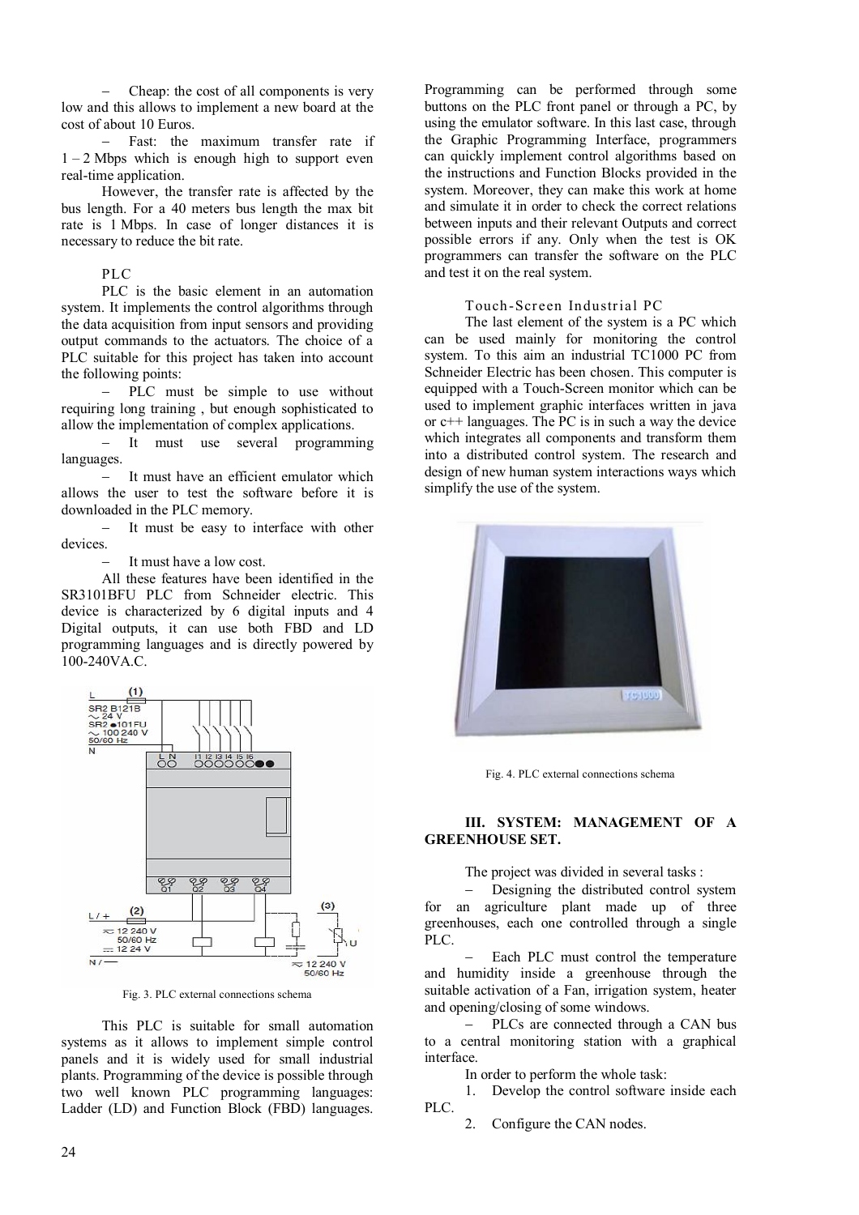– Cheap: the cost of all components is very low and this allows to implement a new board at the cost of about 10 Euros.

– Fast: the maximum transfer rate if 1 – 2 Mbps which is enough high to support even real-time application.

However, the transfer rate is affected by the bus length. For a 40 meters bus length the max bit rate is 1 Mbps. In case of longer distances it is necessary to reduce the bit rate.

### PLC

PLC is the basic element in an automation system. It implements the control algorithms through the data acquisition from input sensors and providing output commands to the actuators. The choice of a PLC suitable for this project has taken into account the following points:

– PLC must be simple to use without requiring long training , but enough sophisticated to allow the implementation of complex applications.

– It must use several programming languages.

– It must have an efficient emulator which allows the user to test the software before it is downloaded in the PLC memory.

– It must be easy to interface with other devices.

– It must have a low cost.

All these features have been identified in the SR3101BFU PLC from Schneider electric. This device is characterized by 6 digital inputs and 4 Digital outputs, it can use both FBD and LD programming languages and is directly powered by 100-240VA.C.

Fig. 3. PLC external connections schema

This PLC is suitable for small automation systems as it allows to implement simple control panels and it is widely used for small industrial plants. Programming of the device is possible through two well known PLC programming languages: Ladder (LD) and Function Block (FBD) languages. Programming can be performed through some buttons on the PLC front panel or through a PC, by using the emulator software. In this last case, through the Graphic Programming Interface, programmers can quickly implement control algorithms based on the instructions and Function Blocks provided in the system. Moreover, they can make this work at home and simulate it in order to check the correct relations between inputs and their relevant Outputs and correct possible errors if any. Only when the test is OK programmers can transfer the software on the PLC and test it on the real system.

### Touch-Screen Industrial PC

The last element of the system is a PC which can be used mainly for monitoring the control system. To this aim an industrial TC1000 PC from Schneider Electric has been chosen. This computer is equipped with a Touch-Screen monitor which can be used to implement graphic interfaces written in java or c++ languages. The PC is in such a way the device which integrates all components and transform them into a distributed control system. The research and design of new human system interactions ways which simplify the use of the system.

Fig. 4. PLC external connections schema

## III. SYSTEM: MANAGEMENT OF A GREENHOUSE SET.

The project was divided in several tasks :

– Designing the distributed control system for an agriculture plant made up of three greenhouses, each one controlled through a single PLC.

– Each PLC must control the temperature and humidity inside a greenhouse through the suitable activation of a Fan, irrigation system, heater and opening/closing of some windows.

– PLCs are connected through a CAN bus to a central monitoring station with a graphical interface.

In order to perform the whole task:

1. Develop the control software inside each PLC.
2. Configure the CAN nodes.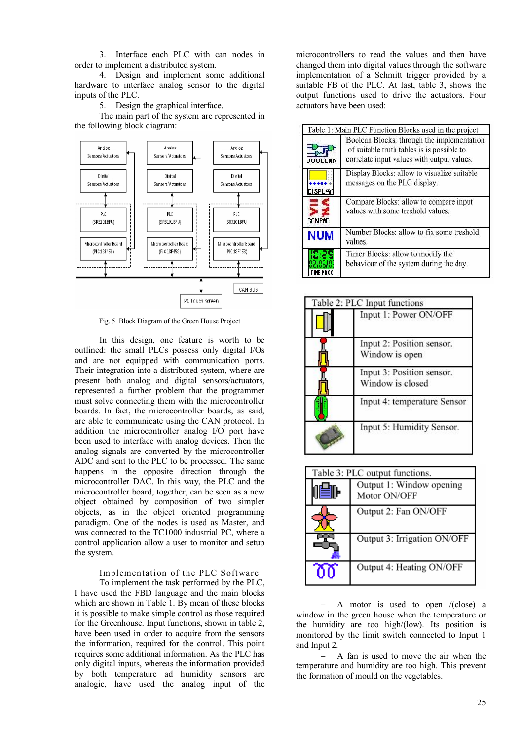3. Interface each PLC with can nodes in order to implement a distributed system.

4. Design and implement some additional hardware to interface analog sensor to the digital inputs of the PLC.

5. Design the graphical interface.

The main part of the system are represented in the following block diagram:

Fig. 5. Block Diagram of the Green House Project

In this design, one feature is worth to be outlined: the small PLCs possess only digital I/Os and are not equipped with communication ports. Their integration into a distributed system, where are present both analog and digital sensors/actuators, represented a further problem that the programmer must solve connecting them with the microcontroller boards. In fact, the microcontroller boards, as said, are able to communicate using the CAN protocol. In addition the microcontroller analog I/O port have been used to interface with analog devices. Then the analog signals are converted by the microcontroller ADC and sent to the PLC to be processed. The same happens in the opposite direction through the microcontroller DAC. In this way, the PLC and the microcontroller board, together, can be seen as a new object obtained by composition of two simpler objects, as in the object oriented programming paradigm. One of the nodes is used as Master, and was connected to the TC1000 industrial PC, where a control application allow a user to monitor and setup the system.

## Implementation of the PLC Software

To implement the task performed by the PLC, I have used the FBD language and the main blocks which are shown in Table 1. By mean of these blocks it is possible to make simple control as those required for the Greenhouse. Input functions, shown in table 2, have been used in order to acquire from the sensors the information, required for the control. This point requires some additional information. As the PLC has only digital inputs, whereas the information provided by both temperature ad humidity sensors are analogic, have used the analog input of the microcontrollers to read the values and then have changed them into digital values through the software implementation of a Schmitt trigger provided by a suitable FB of the PLC. At last, table 3, shows the output functions used to drive the actuators. Four actuators have been used:

| Table 1: Main PLC Function Blocks used in the project | |
|---|---|
| BOOLEAN | Boolean Blocks: through the implementation of suitable truth tables is is possible to correlate input values with output values. |
| DISPLAY | Display Blocks: allow to visualize suitable messages on the PLC display. |
| COMPAR | Compare Blocks: allow to compare input values with some treshold values. |
| NUM | Number Blocks: allow to fix some treshold values. |
| TIME PROG | Timer Blocks: allow to modify the behaviour of the system during the day. |

| Table 2: PLC Input functions | |
|---|---|
| | Input 1: Power ON/OFF |
| | Input 2: Position sensor. Window is open |
| | Input 3: Position sensor. Window is closed |
| | Input 4: temperature Sensor |
| | Input 5: Humidity Sensor. |

| Table 3: PLC output functions. | |
|---|---|
| | Output 1: Window opening Motor ON/OFF |
| | Output 2: Fan ON/OFF |
| | Output 3: Irrigation ON/OFF |
| | Output 4: Heating ON/OFF |

– A motor is used to open /(close) a window in the green house when the temperature or the humidity are too high/(low). Its position is monitored by the limit switch connected to Input 1 and Input 2.

– A fan is used to move the air when the temperature and humidity are too high. This prevent the formation of mould on the vegetables.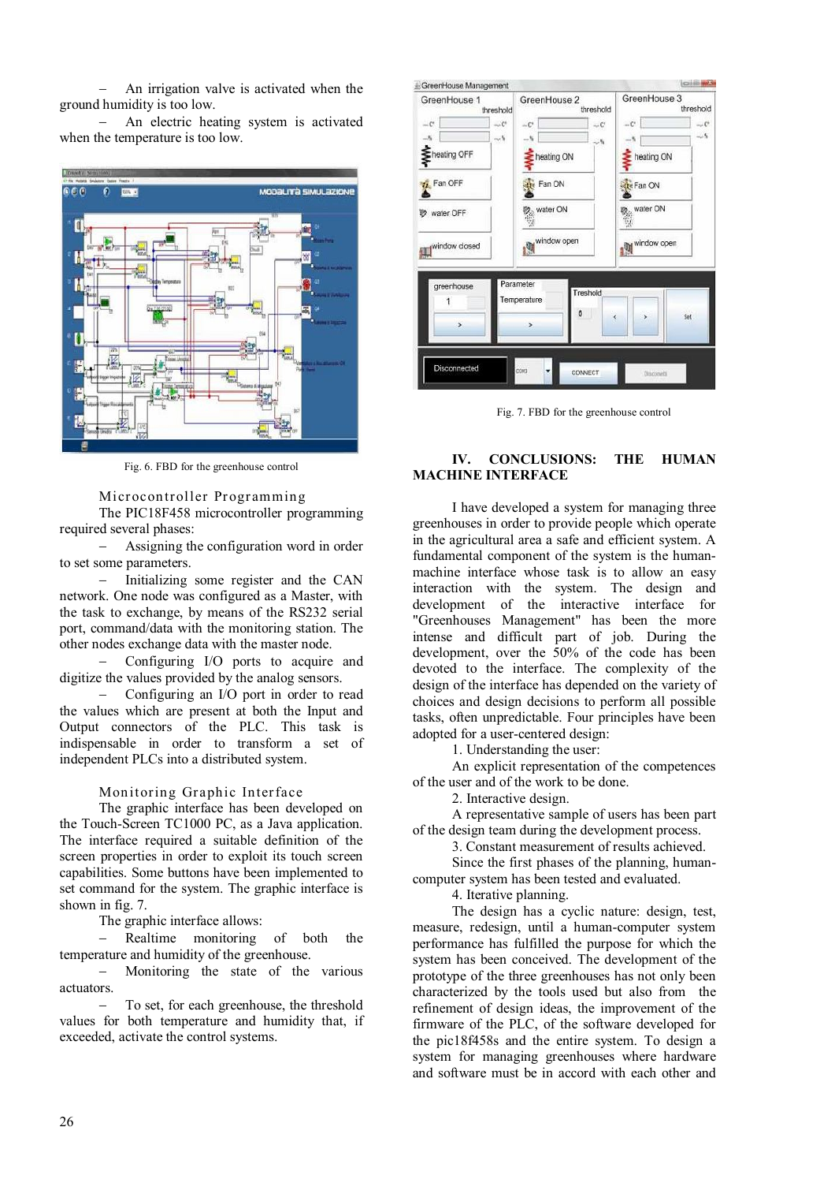– An irrigation valve is activated when the ground humidity is too low.

– An electric heating system is activated when the temperature is too low.

Fig. 6. FBD for the greenhouse control

### Microcontroller Programming

The PIC18F458 microcontroller programming required several phases:

– Assigning the configuration word in order to set some parameters.

– Initializing some register and the CAN network. One node was configured as a Master, with the task to exchange, by means of the RS232 serial port, command/data with the monitoring station. The other nodes exchange data with the master node.

– Configuring I/O ports to acquire and digitize the values provided by the analog sensors.

– Configuring an I/O port in order to read the values which are present at both the Input and Output connectors of the PLC. This task is indispensable in order to transform a set of independent PLCs into a distributed system.

### Monitoring Graphic Interface

The graphic interface has been developed on the Touch-Screen TC1000 PC, as a Java application. The interface required a suitable definition of the screen properties in order to exploit its touch screen capabilities. Some buttons have been implemented to set command for the system. The graphic interface is shown in fig. 7.

The graphic interface allows:

– Realtime monitoring of both the temperature and humidity of the greenhouse.

– Monitoring the state of the various actuators.

– To set, for each greenhouse, the threshold values for both temperature and humidity that, if exceeded, activate the control systems.

Fig. 7. FBD for the greenhouse control

## IV. CONCLUSIONS: THE HUMAN MACHINE INTERFACE

I have developed a system for managing three greenhouses in order to provide people which operate in the agricultural area a safe and efficient system. A fundamental component of the system is the human-machine interface whose task is to allow an easy interaction with the system. The design and development of the interactive interface for "Greenhouses Management" has been the more intense and difficult part of job. During the development, over the 50% of the code has been devoted to the interface. The complexity of the design of the interface has depended on the variety of choices and design decisions to perform all possible tasks, often unpredictable. Four principles have been adopted for a user-centered design:

1. Understanding the user:

An explicit representation of the competences of the user and of the work to be done.

2. Interactive design.

A representative sample of users has been part of the design team during the development process.

3. Constant measurement of results achieved.

Since the first phases of the planning, human-computer system has been tested and evaluated.

4. Iterative planning.

The design has a cyclic nature: design, test, measure, redesign, until a human-computer system performance has fulfilled the purpose for which the system has been conceived. The development of the prototype of the three greenhouses has not only been characterized by the tools used but also from the refinement of design ideas, the improvement of the firmware of the PLC, of the software developed for the pic18f458s and the entire system. To design a system for managing greenhouses where hardware and software must be in accord with each other and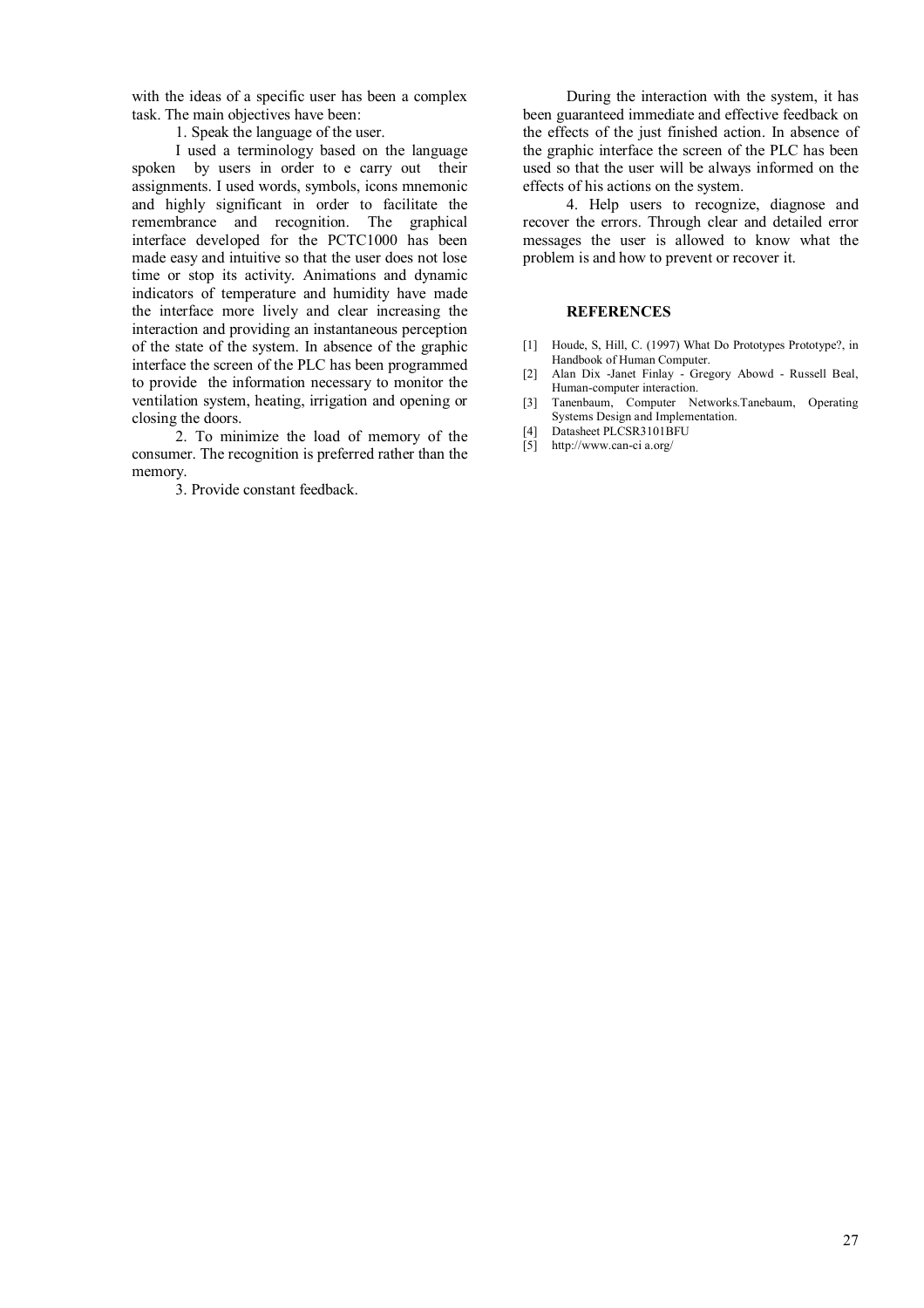with the ideas of a specific user has been a complex task. The main objectives have been:

1. Speak the language of the user.

I used a terminology based on the language spoken by users in order to e carry out their assignments. I used words, symbols, icons mnemonic and highly significant in order to facilitate the remembrance and recognition. The graphical interface developed for the PCTC1000 has been made easy and intuitive so that the user does not lose time or stop its activity. Animations and dynamic indicators of temperature and humidity have made the interface more lively and clear increasing the interaction and providing an instantaneous perception of the state of the system. In absence of the graphic interface the screen of the PLC has been programmed to provide the information necessary to monitor the ventilation system, heating, irrigation and opening or closing the doors.

2. To minimize the load of memory of the consumer. The recognition is preferred rather than the memory.

3. Provide constant feedback.

During the interaction with the system, it has been guaranteed immediate and effective feedback on the effects of the just finished action. In absence of the graphic interface the screen of the PLC has been used so that the user will be always informed on the effects of his actions on the system.

4. Help users to recognize, diagnose and recover the errors. Through clear and detailed error messages the user is allowed to know what the problem is and how to prevent or recover it.

## REFERENCES

[1] Houde, S, Hill, C. (1997) What Do Prototypes Prototype?, in Handbook of Human Computer.

[2] Alan Dix -Janet Finlay - Gregory Abowd - Russell Beal, Human-computer interaction.

[3] Tanenbaum, Computer Networks.Tanebaum, Operating Systems Design and Implementation.

[4] Datasheet PLCSR3101BFU

[5] http://www.can-ci a.org/